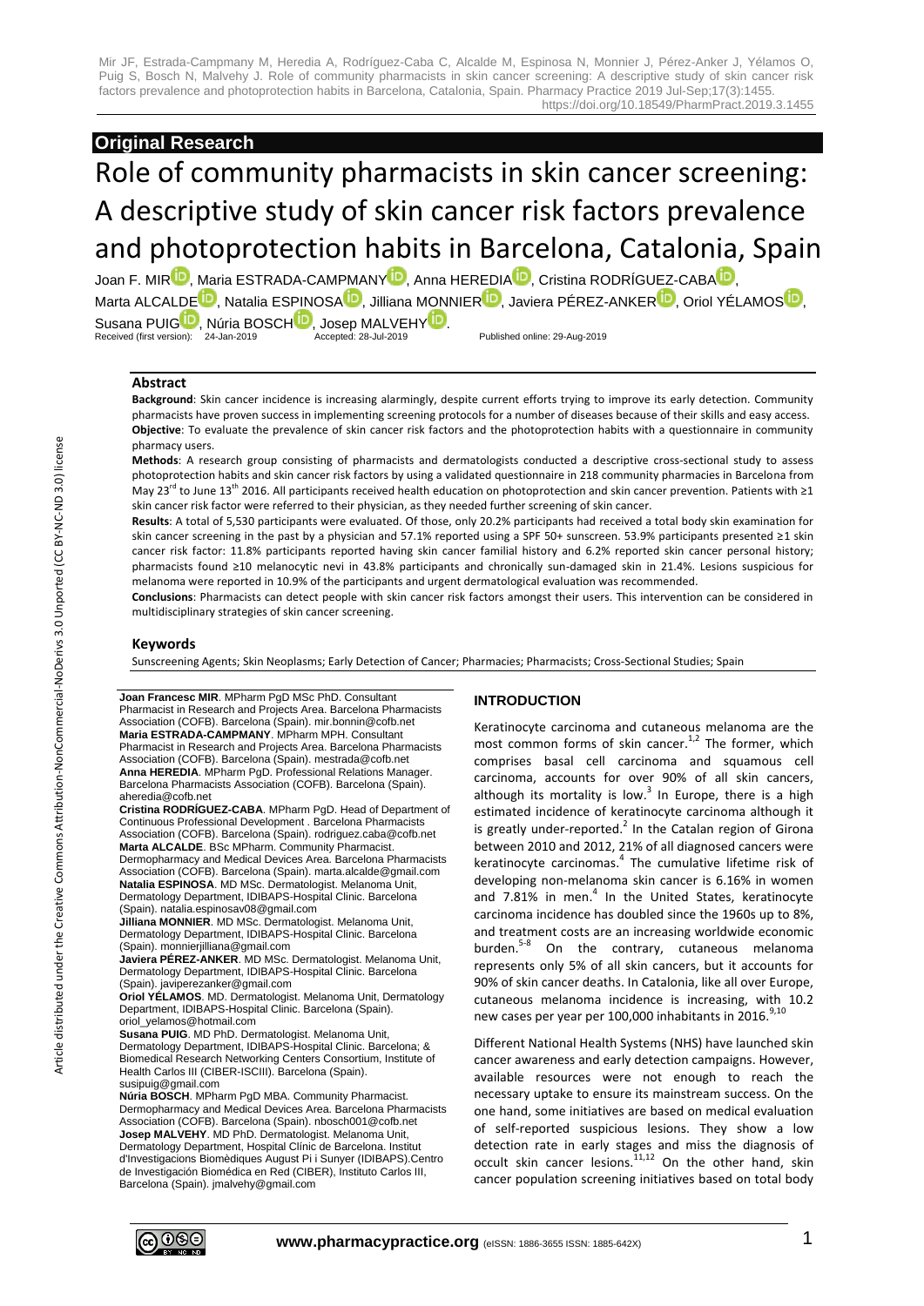## Original Research

# Role of community pharmacists in skin cancer screening: A descriptive study of skin cancer risk factors prevalence and photoprotection habits in Barcelona, Catalonia, Spain

Joan F. MIR, Maria ESTRADA-CAMPMANY, Anna HEREDIA, Cristina RODRÍGUEZ-CABA, Marta ALCALDE, Natalia ESPINOSA, Jilliana MONNIER, Javiera PÉREZ-ANKER, Oriol YÉLAMOS, Susana PUIG, Núria BOSCH, Josep MALVEHY.

Received (first version): 24-Jan-2019 Accepted: 28-Jul-2019 Published online: 29-Aug-2019

### Abstract

**Background**: Skin cancer incidence is increasing alarmingly, despite current efforts trying to improve its early detection. Community pharmacists have proven success in implementing screening protocols for a number of diseases because of their skills and easy access.

**Objective**: To evaluate the prevalence of skin cancer risk factors and the photoprotection habits with a questionnaire in community pharmacy users.

**Methods**: A research group consisting of pharmacists and dermatologists conducted a descriptive cross-sectional study to assess photoprotection habits and skin cancer risk factors by using a validated questionnaire in 218 community pharmacies in Barcelona from May 23rd to June 13th 2016. All participants received health education on photoprotection and skin cancer prevention. Patients with ≥1 skin cancer risk factor were referred to their physician, as they needed further screening of skin cancer.

**Results**: A total of 5,530 participants were evaluated. Of those, only 20.2% participants had received a total body skin examination for skin cancer screening in the past by a physician and 57.1% reported using a SPF 50+ sunscreen. 53.9% participants presented ≥1 skin cancer risk factor: 11.8% participants reported having skin cancer familial history and 6.2% reported skin cancer personal history; pharmacists found ≥10 melanocytic nevi in 43.8% participants and chronically sun-damaged skin in 21.4%. Lesions suspicious for melanoma were reported in 10.9% of the participants and urgent dermatological evaluation was recommended.

**Conclusions**: Pharmacists can detect people with skin cancer risk factors amongst their users. This intervention can be considered in multidisciplinary strategies of skin cancer screening.

### Keywords

Sunscreening Agents; Skin Neoplasms; Early Detection of Cancer; Pharmacies; Pharmacists; Cross-Sectional Studies; Spain

**Joan Francesc MIR**. MPharm PgD MSc PhD. Consultant Pharmacist in Research and Projects Area. Barcelona Pharmacists Association (COFB). Barcelona (Spain). mir.bonnin@cofb.net

**Maria ESTRADA-CAMPMANY**. MPharm MPH. Consultant Pharmacist in Research and Projects Area. Barcelona Pharmacists Association (COFB). Barcelona (Spain). mestrada@cofb.net

**Anna HEREDIA**. MPharm PgD. Professional Relations Manager. Barcelona Pharmacists Association (COFB). Barcelona (Spain). aheredia@cofb.net

**Cristina RODRÍGUEZ-CABA**. MPharm PgD. Head of Department of Continuous Professional Development . Barcelona Pharmacists Association (COFB). Barcelona (Spain). rodriguez.caba@cofb.net

**Marta ALCALDE**. BSc MPharm. Community Pharmacist. Dermopharmacy and Medical Devices Area. Barcelona Pharmacists Association (COFB). Barcelona (Spain). marta.alcalde@gmail.com

**Natalia ESPINOSA**. MD MSc. Dermatologist. Melanoma Unit, Dermatology Department, IDIBAPS-Hospital Clinic. Barcelona (Spain). natalia.espinosav08@gmail.com

**Jilliana MONNIER**. MD MSc. Dermatologist. Melanoma Unit, Dermatology Department, IDIBAPS-Hospital Clinic. Barcelona (Spain). monnierjilliana@gmail.com

**Javiera PÉREZ-ANKER**. MD MSc. Dermatologist. Melanoma Unit, Dermatology Department, IDIBAPS-Hospital Clinic. Barcelona (Spain). javiperezanker@gmail.com

**Oriol YÉLAMOS**. MD. Dermatologist. Melanoma Unit, Dermatology Department, IDIBAPS-Hospital Clinic. Barcelona (Spain). oriol_yelamos@hotmail.com

**Susana PUIG**. MD PhD. Dermatologist. Melanoma Unit, Dermatology Department, IDIBAPS-Hospital Clinic. Barcelona; & Biomedical Research Networking Centers Consortium, Institute of Health Carlos III (CIBER-ISCIII). Barcelona (Spain). susipuig@gmail.com

**Núria BOSCH**. MPharm PgD MBA. Community Pharmacist. Dermopharmacy and Medical Devices Area. Barcelona Pharmacists Association (COFB). Barcelona (Spain). nbosch001@cofb.net

**Josep MALVEHY**. MD PhD. Dermatologist. Melanoma Unit, Dermatology Department, Hospital Clínic de Barcelona. Institut d'Investigacions Biomèdiques August Pi i Sunyer (IDIBAPS).Centro de Investigación Biomédica en Red (CIBER), Instituto Carlos III, Barcelona (Spain). jmalvehy@gmail.com

## INTRODUCTION

Keratinocyte carcinoma and cutaneous melanoma are the most common forms of skin cancer.[1,2] The former, which comprises basal cell carcinoma and squamous cell carcinoma, accounts for over 90% of all skin cancers, although its mortality is low.[3] In Europe, there is a high estimated incidence of keratinocyte carcinoma although it is greatly under-reported.[2] In the Catalan region of Girona between 2010 and 2012, 21% of all diagnosed cancers were keratinocyte carcinomas.[4] The cumulative lifetime risk of developing non-melanoma skin cancer is 6.16% in women and 7.81% in men.[4] In the United States, keratinocyte carcinoma incidence has doubled since the 1960s up to 8%, and treatment costs are an increasing worldwide economic burden.[5-8] On the contrary, cutaneous melanoma represents only 5% of all skin cancers, but it accounts for 90% of skin cancer deaths. In Catalonia, like all over Europe, cutaneous melanoma incidence is increasing, with 10.2 new cases per year per 100,000 inhabitants in 2016.[9,10]

Different National Health Systems (NHS) have launched skin cancer awareness and early detection campaigns. However, available resources were not enough to reach the necessary uptake to ensure its mainstream success. On the one hand, some initiatives are based on medical evaluation of self-reported suspicious lesions. They show a low detection rate in early stages and miss the diagnosis of occult skin cancer lesions.[11,12] On the other hand, skin cancer population screening initiatives based on total body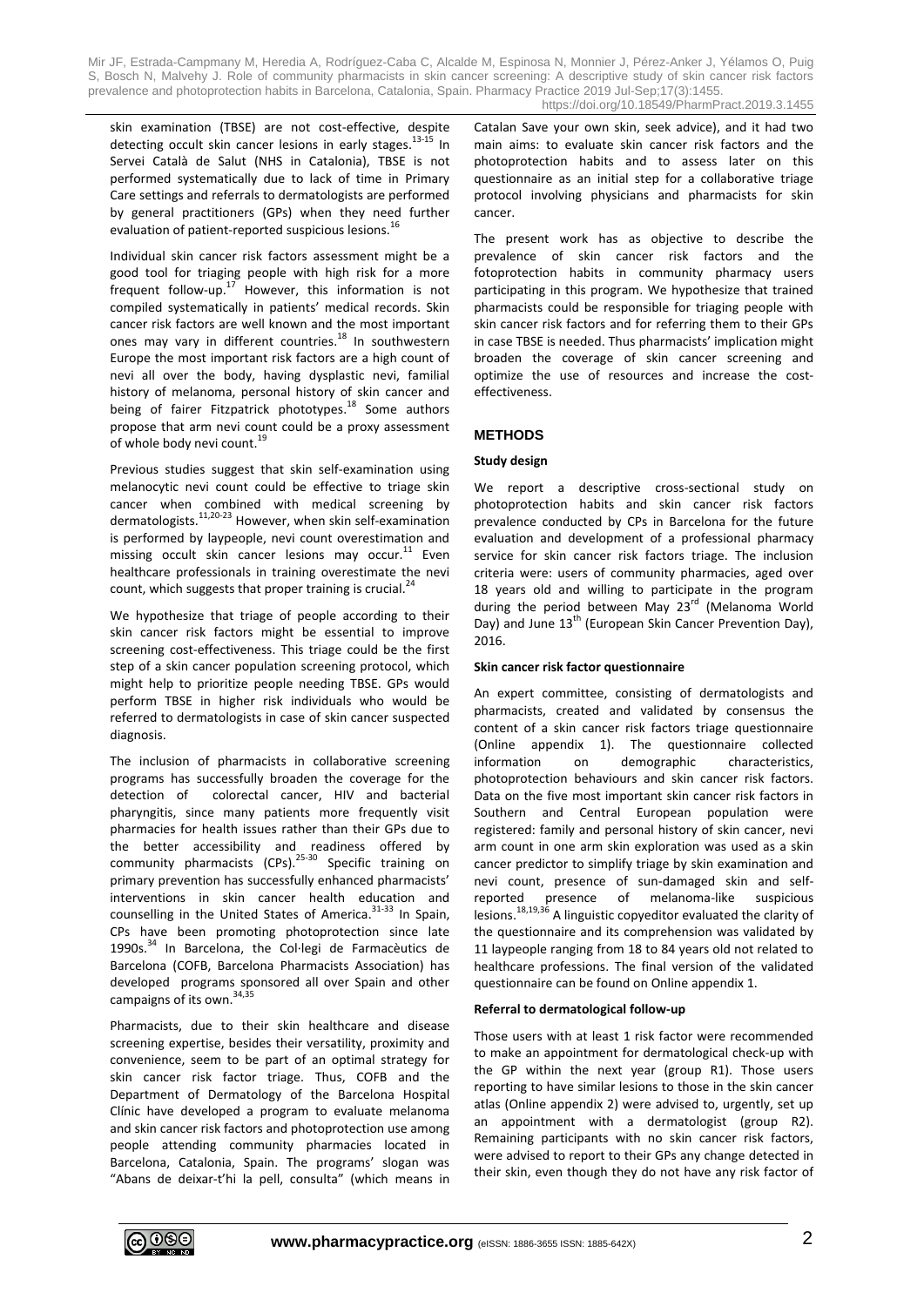skin examination (TBSE) are not cost-effective, despite detecting occult skin cancer lesions in early stages.[13-15] In Servei Català de Salut (NHS in Catalonia), TBSE is not performed systematically due to lack of time in Primary Care settings and referrals to dermatologists are performed by general practitioners (GPs) when they need further evaluation of patient-reported suspicious lesions.[16]

Individual skin cancer risk factors assessment might be a good tool for triaging people with high risk for a more frequent follow-up.[17] However, this information is not compiled systematically in patients' medical records. Skin cancer risk factors are well known and the most important ones may vary in different countries.[18] In southwestern Europe the most important risk factors are a high count of nevi all over the body, having dysplastic nevi, familial history of melanoma, personal history of skin cancer and being of fairer Fitzpatrick phototypes.[18] Some authors propose that arm nevi count could be a proxy assessment of whole body nevi count.[19]

Previous studies suggest that skin self-examination using melanocytic nevi count could be effective to triage skin cancer when combined with medical screening by dermatologists.[11,20-23] However, when skin self-examination is performed by laypeople, nevi count overestimation and missing occult skin cancer lesions may occur.[11] Even healthcare professionals in training overestimate the nevi count, which suggests that proper training is crucial.[24]

We hypothesize that triage of people according to their skin cancer risk factors might be essential to improve screening cost-effectiveness. This triage could be the first step of a skin cancer population screening protocol, which might help to prioritize people needing TBSE. GPs would perform TBSE in higher risk individuals who would be referred to dermatologists in case of skin cancer suspected diagnosis.

The inclusion of pharmacists in collaborative screening programs has successfully broaden the coverage for the detection of colorectal cancer, HIV and bacterial pharyngitis, since many patients more frequently visit pharmacies for health issues rather than their GPs due to the better accessibility and readiness offered by community pharmacists (CPs).[25-30] Specific training on primary prevention has successfully enhanced pharmacists' interventions in skin cancer health education and counselling in the United States of America.[31-33] In Spain, CPs have been promoting photoprotection since late 1990s.[34] In Barcelona, the Col·legi de Farmacèutics de Barcelona (COFB, Barcelona Pharmacists Association) has developed programs sponsored all over Spain and other campaigns of its own.[34,35]

Pharmacists, due to their skin healthcare and disease screening expertise, besides their versatility, proximity and convenience, seem to be part of an optimal strategy for skin cancer risk factor triage. Thus, COFB and the Department of Dermatology of the Barcelona Hospital Clínic have developed a program to evaluate melanoma and skin cancer risk factors and photoprotection use among people attending community pharmacies located in Barcelona, Catalonia, Spain. The programs' slogan was "Abans de deixar-t'hi la pell, consulta" (which means in Catalan Save your own skin, seek advice), and it had two main aims: to evaluate skin cancer risk factors and the photoprotection habits and to assess later on this questionnaire as an initial step for a collaborative triage protocol involving physicians and pharmacists for skin cancer.

The present work has as objective to describe the prevalence of skin cancer risk factors and the fotoprotection habits in community pharmacy users participating in this program. We hypothesize that trained pharmacists could be responsible for triaging people with skin cancer risk factors and for referring them to their GPs in case TBSE is needed. Thus pharmacists' implication might broaden the coverage of skin cancer screening and optimize the use of resources and increase the cost-effectiveness.

## METHODS

### Study design

We report a descriptive cross-sectional study on photoprotection habits and skin cancer risk factors prevalence conducted by CPs in Barcelona for the future evaluation and development of a professional pharmacy service for skin cancer risk factors triage. The inclusion criteria were: users of community pharmacies, aged over 18 years old and willing to participate in the program during the period between May 23rd (Melanoma World Day) and June 13th (European Skin Cancer Prevention Day), 2016.

### Skin cancer risk factor questionnaire

An expert committee, consisting of dermatologists and pharmacists, created and validated by consensus the content of a skin cancer risk factors triage questionnaire (Online appendix 1). The questionnaire collected information on demographic characteristics, photoprotection behaviours and skin cancer risk factors. Data on the five most important skin cancer risk factors in Southern and Central European population were registered: family and personal history of skin cancer, nevi arm count in one arm skin exploration was used as a skin cancer predictor to simplify triage by skin examination and nevi count, presence of sun-damaged skin and self-reported presence of melanoma-like suspicious lesions.[18,19,36] A linguistic copyeditor evaluated the clarity of the questionnaire and its comprehension was validated by 11 laypeople ranging from 18 to 84 years old not related to healthcare professions. The final version of the validated questionnaire can be found on Online appendix 1.

### Referral to dermatological follow-up

Those users with at least 1 risk factor were recommended to make an appointment for dermatological check-up with the GP within the next year (group R1). Those users reporting to have similar lesions to those in the skin cancer atlas (Online appendix 2) were advised to, urgently, set up an appointment with a dermatologist (group R2). Remaining participants with no skin cancer risk factors, were advised to report to their GPs any change detected in their skin, even though they do not have any risk factor of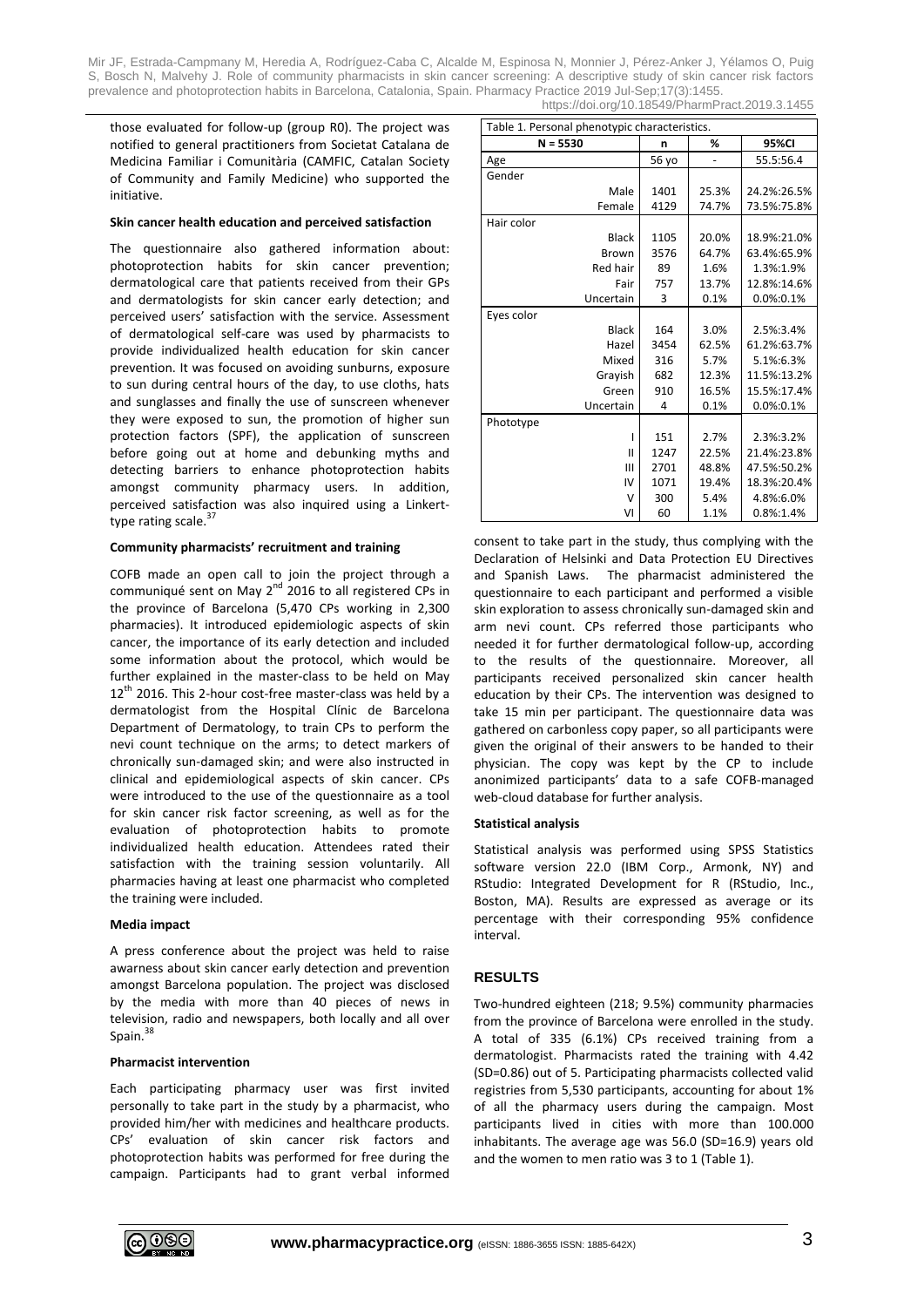those evaluated for follow-up (group R0). The project was notified to general practitioners from Societat Catalana de Medicina Familiar i Comunitària (CAMFIC, Catalan Society of Community and Family Medicine) who supported the initiative.

**Skin cancer health education and perceived satisfaction**

The questionnaire also gathered information about: photoprotection habits for skin cancer prevention; dermatological care that patients received from their GPs and dermatologists for skin cancer early detection; and perceived users' satisfaction with the service. Assessment of dermatological self-care was used by pharmacists to provide individualized health education for skin cancer prevention. It was focused on avoiding sunburns, exposure to sun during central hours of the day, to use cloths, hats and sunglasses and finally the use of sunscreen whenever they were exposed to sun, the promotion of higher sun protection factors (SPF), the application of sunscreen before going out at home and debunking myths and detecting barriers to enhance photoprotection habits amongst community pharmacy users. In addition, perceived satisfaction was also inquired using a Linkert-type rating scale.[37]

**Community pharmacists' recruitment and training**

COFB made an open call to join the project through a communiqué sent on May 2nd 2016 to all registered CPs in the province of Barcelona (5,470 CPs working in 2,300 pharmacies). It introduced epidemiologic aspects of skin cancer, the importance of its early detection and included some information about the protocol, which would be further explained in the master-class to be held on May 12th 2016. This 2-hour cost-free master-class was held by a dermatologist from the Hospital Clínic de Barcelona Department of Dermatology, to train CPs to perform the nevi count technique on the arms; to detect markers of chronically sun-damaged skin; and were also instructed in clinical and epidemiological aspects of skin cancer. CPs were introduced to the use of the questionnaire as a tool for skin cancer risk factor screening, as well as for the evaluation of photoprotection habits to promote individualized health education. Attendees rated their satisfaction with the training session voluntarily. All pharmacies having at least one pharmacist who completed the training were included.

**Media impact**

A press conference about the project was held to raise awarness about skin cancer early detection and prevention amongst Barcelona population. The project was disclosed by the media with more than 40 pieces of news in television, radio and newspapers, both locally and all over Spain.[38]

**Pharmacist intervention**

Each participating pharmacy user was first invited personally to take part in the study by a pharmacist, who provided him/her with medicines and healthcare products. CPs' evaluation of skin cancer risk factors and photoprotection habits was performed for free during the campaign. Participants had to grant verbal informed consent to take part in the study, thus complying with the Declaration of Helsinki and Data Protection EU Directives and Spanish Laws. The pharmacist administered the questionnaire to each participant and performed a visible skin exploration to assess chronically sun-damaged skin and arm nevi count. CPs referred those participants who needed it for further dermatological follow-up, according to the results of the questionnaire. Moreover, all participants received personalized skin cancer health education by their CPs. The intervention was designed to take 15 min per participant. The questionnaire data was gathered on carbonless copy paper, so all participants were given the original of their answers to be handed to their physician. The copy was kept by the CP to include anonimized participants' data to a safe COFB-managed web-cloud database for further analysis.

Table 1. Personal phenotypic characteristics.

| N = 5530 | n | % | 95%CI |
|---|---|---|---|
| Age | 56 yo | - | 55.5:56.4 |
| Gender | | | |
| Male | 1401 | 25.3% | 24.2%:26.5% |
| Female | 4129 | 74.7% | 73.5%:75.8% |
| Hair color | | | |
| Black | 1105 | 20.0% | 18.9%:21.0% |
| Brown | 3576 | 64.7% | 63.4%:65.9% |
| Red hair | 89 | 1.6% | 1.3%:1.9% |
| Fair | 757 | 13.7% | 12.8%:14.6% |
| Uncertain | 3 | 0.1% | 0.0%:0.1% |
| Eyes color | | | |
| Black | 164 | 3.0% | 2.5%:3.4% |
| Hazel | 3454 | 62.5% | 61.2%:63.7% |
| Mixed | 316 | 5.7% | 5.1%:6.3% |
| Grayish | 682 | 12.3% | 11.5%:13.2% |
| Green | 910 | 16.5% | 15.5%:17.4% |
| Uncertain | 4 | 0.1% | 0.0%:0.1% |
| Phototype | | | |
| I | 151 | 2.7% | 2.3%:3.2% |
| II | 1247 | 22.5% | 21.4%:23.8% |
| III | 2701 | 48.8% | 47.5%:50.2% |
| IV | 1071 | 19.4% | 18.3%:20.4% |
| V | 300 | 5.4% | 4.8%:6.0% |
| VI | 60 | 1.1% | 0.8%:1.4% |

**Statistical analysis**

Statistical analysis was performed using SPSS Statistics software version 22.0 (IBM Corp., Armonk, NY) and RStudio: Integrated Development for R (RStudio, Inc., Boston, MA). Results are expressed as average or its percentage with their corresponding 95% confidence interval.

## RESULTS

Two-hundred eighteen (218; 9.5%) community pharmacies from the province of Barcelona were enrolled in the study. A total of 335 (6.1%) CPs received training from a dermatologist. Pharmacists rated the training with 4.42 (SD=0.86) out of 5. Participating pharmacists collected valid registries from 5,530 participants, accounting for about 1% of all the pharmacy users during the campaign. Most participants lived in cities with more than 100.000 inhabitants. The average age was 56.0 (SD=16.9) years old and the women to men ratio was 3 to 1 (Table 1).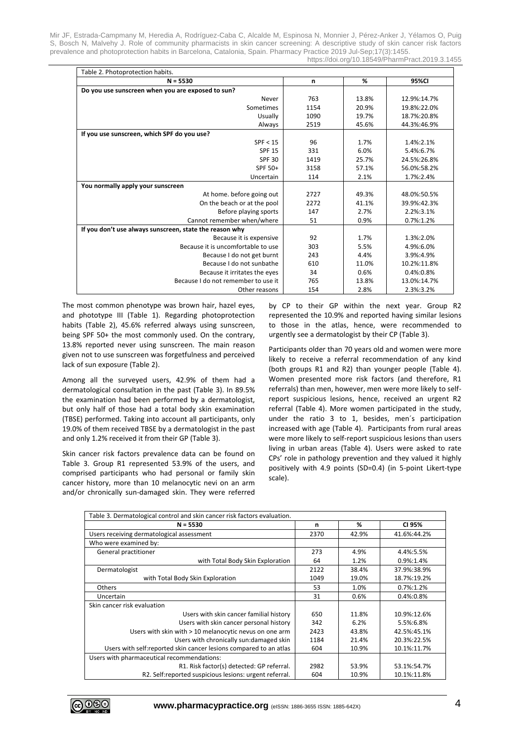Table 2. Photoprotection habits.

| N = 5530 | n | % | 95%CI |
|---|---|---|---|
| **Do you use sunscreen when you are exposed to sun?** | | | |
| Never | 763 | 13.8% | 12.9%:14.7% |
| Sometimes | 1154 | 20.9% | 19.8%:22.0% |
| Usually | 1090 | 19.7% | 18.7%:20.8% |
| Always | 2519 | 45.6% | 44.3%:46.9% |
| **If you use sunscreen, which SPF do you use?** | | | |
| SPF < 15 | 96 | 1.7% | 1.4%:2.1% |
| SPF 15 | 331 | 6.0% | 5.4%:6.7% |
| SPF 30 | 1419 | 25.7% | 24.5%:26.8% |
| SPF 50+ | 3158 | 57.1% | 56.0%:58.2% |
| Uncertain | 114 | 2.1% | 1.7%:2.4% |
| **You normally apply your sunscreen** | | | |
| At home. before going out | 2727 | 49.3% | 48.0%:50.5% |
| On the beach or at the pool | 2272 | 41.1% | 39.9%:42.3% |
| Before playing sports | 147 | 2.7% | 2.2%:3.1% |
| Cannot remember when/where | 51 | 0.9% | 0.7%:1.2% |
| **If you don't use always sunscreen, state the reason why** | | | |
| Because it is expensive | 92 | 1.7% | 1.3%:2.0% |
| Because it is uncomfortable to use | 303 | 5.5% | 4.9%:6.0% |
| Because I do not get burnt | 243 | 4.4% | 3.9%:4.9% |
| Because I do not sunbathe | 610 | 11.0% | 10.2%:11.8% |
| Because it irritates the eyes | 34 | 0.6% | 0.4%:0.8% |
| Because I do not remember to use it | 765 | 13.8% | 13.0%:14.7% |
| Other reasons | 154 | 2.8% | 2.3%:3.2% |

The most common phenotype was brown hair, hazel eyes, and phototype III (Table 1). Regarding photoprotection habits (Table 2), 45.6% referred always using sunscreen, being SPF 50+ the most commonly used. On the contrary, 13.8% reported never using sunscreen. The main reason given not to use sunscreen was forgetfulness and perceived lack of sun exposure (Table 2).

Among all the surveyed users, 42.9% of them had a dermatological consultation in the past (Table 3). In 89.5% the examination had been performed by a dermatologist, but only half of those had a total body skin examination (TBSE) performed. Taking into account all participants, only 19.0% of them received TBSE by a dermatologist in the past and only 1.2% received it from their GP (Table 3).

Skin cancer risk factors prevalence data can be found on Table 3. Group R1 represented 53.9% of the users, and comprised participants who had personal or family skin cancer history, more than 10 melanocytic nevi on an arm and/or chronically sun-damaged skin. They were referred by CP to their GP within the next year. Group R2 represented the 10.9% and reported having similar lesions to those in the atlas, hence, were recommended to urgently see a dermatologist by their CP (Table 3).

Participants older than 70 years old and women were more likely to receive a referral recommendation of any kind (both groups R1 and R2) than younger people (Table 4). Women presented more risk factors (and therefore, R1 referrals) than men, however, men were more likely to self-report suspicious lesions, hence, received an urgent R2 referral (Table 4). More women participated in the study, under the ratio 3 to 1, besides, men´s participation increased with age (Table 4). Participants from rural areas were more likely to self-report suspicious lesions than users living in urban areas (Table 4). Users were asked to rate CPs' role in pathology prevention and they valued it highly positively with 4.9 points (SD=0.4) (in 5-point Likert-type scale).

Table 3. Dermatological control and skin cancer risk factors evaluation.

| N = 5530 | n | % | CI 95% |
|---|---|---|---|
| Users receiving dermatological assessment | 2370 | 42.9% | 41.6%:44.2% |
| Who were examined by: | | | |
| General practitioner | 273 | 4.9% | 4.4%:5.5% |
| with Total Body Skin Exploration | 64 | 1.2% | 0.9%:1.4% |
| Dermatologist | 2122 | 38.4% | 37.9%:38.9% |
| with Total Body Skin Exploration | 1049 | 19.0% | 18.7%:19.2% |
| Others | 53 | 1.0% | 0.7%:1.2% |
| Uncertain | 31 | 0.6% | 0.4%:0.8% |
| Skin cancer risk evaluation | | | |
| Users with skin cancer familial history | 650 | 11.8% | 10.9%:12.6% |
| Users with skin cancer personal history | 342 | 6.2% | 5.5%:6.8% |
| Users with skin with > 10 melanocytic nevus on one arm | 2423 | 43.8% | 42.5%:45.1% |
| Users with chronically sun:damaged skin | 1184 | 21.4% | 20.3%:22.5% |
| Users with self:reported skin cancer lesions compared to an atlas | 604 | 10.9% | 10.1%:11.7% |
| Users with pharmaceutical recommendations: | | | |
| R1. Risk factor(s) detected: GP referral. | 2982 | 53.9% | 53.1%:54.7% |
| R2. Self:reported suspicious lesions: urgent referral. | 604 | 10.9% | 10.1%:11.8% |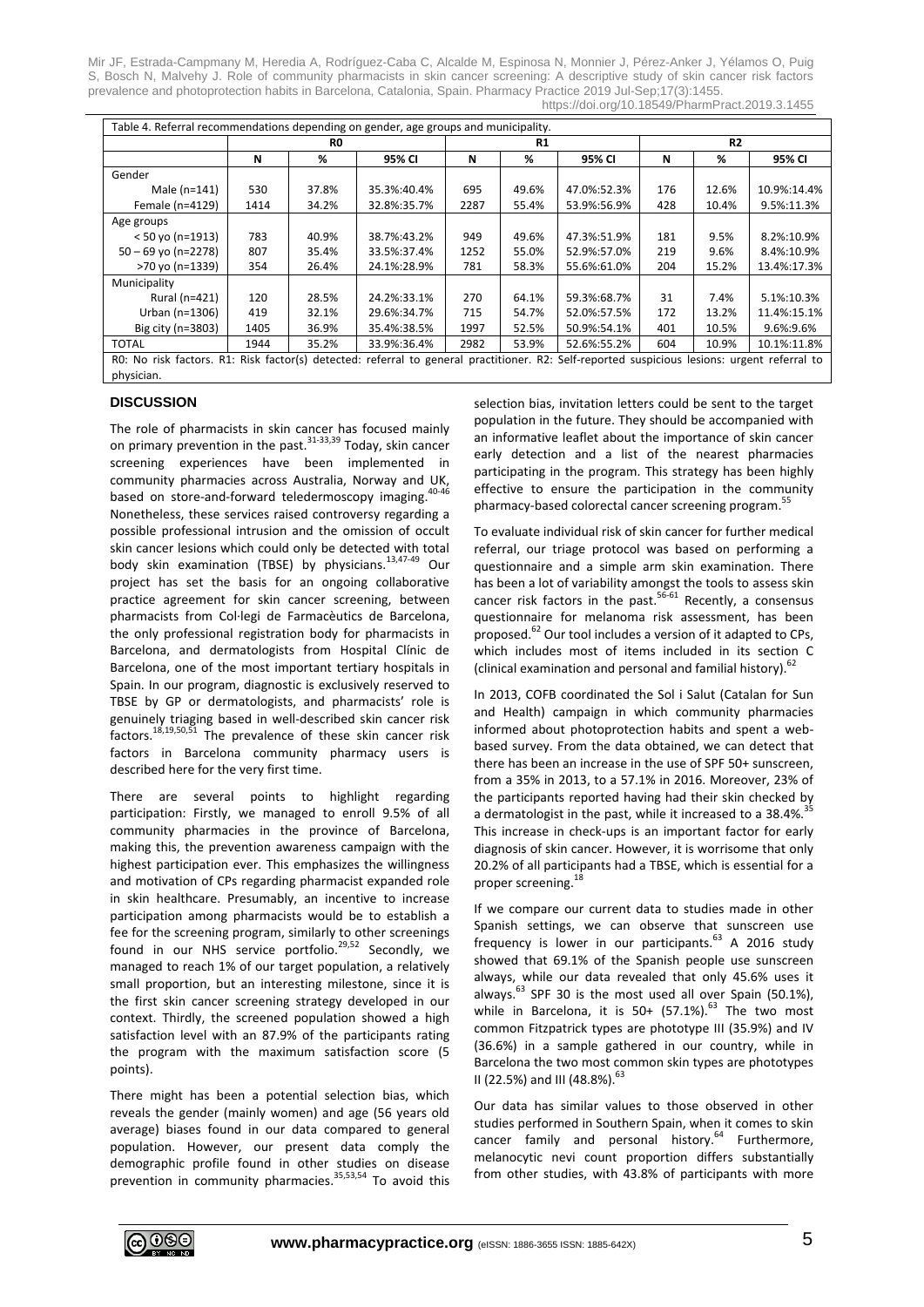Table 4. Referral recommendations depending on gender, age groups and municipality.

| | R0 | | | R1 | | | R2 | | |
|---|---|---|---|---|---|---|---|---|---|
| | N | % | 95% CI | N | % | 95% CI | N | % | 95% CI |
| Gender | | | | | | | | | |
| Male (n=141) | 530 | 37.8% | 35.3%:40.4% | 695 | 49.6% | 47.0%:52.3% | 176 | 12.6% | 10.9%:14.4% |
| Female (n=4129) | 1414 | 34.2% | 32.8%:35.7% | 2287 | 55.4% | 53.9%:56.9% | 428 | 10.4% | 9.5%:11.3% |
| Age groups | | | | | | | | | |
| < 50 yo (n=1913) | 783 | 40.9% | 38.7%:43.2% | 949 | 49.6% | 47.3%:51.9% | 181 | 9.5% | 8.2%:10.9% |
| 50 – 69 yo (n=2278) | 807 | 35.4% | 33.5%:37.4% | 1252 | 55.0% | 52.9%:57.0% | 219 | 9.6% | 8.4%:10.9% |
| >70 yo (n=1339) | 354 | 26.4% | 24.1%:28.9% | 781 | 58.3% | 55.6%:61.0% | 204 | 15.2% | 13.4%:17.3% |
| Municipality | | | | | | | | | |
| Rural (n=421) | 120 | 28.5% | 24.2%:33.1% | 270 | 64.1% | 59.3%:68.7% | 31 | 7.4% | 5.1%:10.3% |
| Urban (n=1306) | 419 | 32.1% | 29.6%:34.7% | 715 | 54.7% | 52.0%:57.5% | 172 | 13.2% | 11.4%:15.1% |
| Big city (n=3803) | 1405 | 36.9% | 35.4%:38.5% | 1997 | 52.5% | 50.9%:54.1% | 401 | 10.5% | 9.6%:9.6% |
| TOTAL | 1944 | 35.2% | 33.9%:36.4% | 2982 | 53.9% | 52.6%:55.2% | 604 | 10.9% | 10.1%:11.8% |

R0: No risk factors. R1: Risk factor(s) detected: referral to general practitioner. R2: Self-reported suspicious lesions: urgent referral to physician.

## DISCUSSION

The role of pharmacists in skin cancer has focused mainly on primary prevention in the past.[31-33,39] Today, skin cancer screening experiences have been implemented in community pharmacies across Australia, Norway and UK, based on store-and-forward teledermoscopy imaging.[40-46] Nonetheless, these services raised controversy regarding a possible professional intrusion and the omission of occult skin cancer lesions which could only be detected with total body skin examination (TBSE) by physicians.[13,47-49] Our project has set the basis for an ongoing collaborative practice agreement for skin cancer screening, between pharmacists from Col·legi de Farmacèutics de Barcelona, the only professional registration body for pharmacists in Barcelona, and dermatologists from Hospital Clínic de Barcelona, one of the most important tertiary hospitals in Spain. In our program, diagnostic is exclusively reserved to TBSE by GP or dermatologists, and pharmacists' role is genuinely triaging based in well-described skin cancer risk factors.[18,19,50,51] The prevalence of these skin cancer risk factors in Barcelona community pharmacy users is described here for the very first time.

There are several points to highlight regarding participation: Firstly, we managed to enroll 9.5% of all community pharmacies in the province of Barcelona, making this, the prevention awareness campaign with the highest participation ever. This emphasizes the willingness and motivation of CPs regarding pharmacist expanded role in skin healthcare. Presumably, an incentive to increase participation among pharmacists would be to establish a fee for the screening program, similarly to other screenings found in our NHS service portfolio.[29,52] Secondly, we managed to reach 1% of our target population, a relatively small proportion, but an interesting milestone, since it is the first skin cancer screening strategy developed in our context. Thirdly, the screened population showed a high satisfaction level with an 87.9% of the participants rating the program with the maximum satisfaction score (5 points).

There might has been a potential selection bias, which reveals the gender (mainly women) and age (56 years old average) biases found in our data compared to general population. However, our present data comply the demographic profile found in other studies on disease prevention in community pharmacies.[35,53,54] To avoid this selection bias, invitation letters could be sent to the target population in the future. They should be accompanied with an informative leaflet about the importance of skin cancer early detection and a list of the nearest pharmacies participating in the program. This strategy has been highly effective to ensure the participation in the community pharmacy-based colorectal cancer screening program.[55]

To evaluate individual risk of skin cancer for further medical referral, our triage protocol was based on performing a questionnaire and a simple arm skin examination. There has been a lot of variability amongst the tools to assess skin cancer risk factors in the past.[56-61] Recently, a consensus questionnaire for melanoma risk assessment, has been proposed.[62] Our tool includes a version of it adapted to CPs, which includes most of items included in its section C (clinical examination and personal and familial history).[62]

In 2013, COFB coordinated the Sol i Salut (Catalan for Sun and Health) campaign in which community pharmacies informed about photoprotection habits and spent a web-based survey. From the data obtained, we can detect that there has been an increase in the use of SPF 50+ sunscreen, from a 35% in 2013, to a 57.1% in 2016. Moreover, 23% of the participants reported having had their skin checked by a dermatologist in the past, while it increased to a 38.4%.[35] This increase in check-ups is an important factor for early diagnosis of skin cancer. However, it is worrisome that only 20.2% of all participants had a TBSE, which is essential for a proper screening.[18]

If we compare our current data to studies made in other Spanish settings, we can observe that sunscreen use frequency is lower in our participants.[63] A 2016 study showed that 69.1% of the Spanish people use sunscreen always, while our data revealed that only 45.6% uses it always.[63] SPF 30 is the most used all over Spain (50.1%), while in Barcelona, it is 50+ (57.1%).[63] The two most common Fitzpatrick types are phototype III (35.9%) and IV (36.6%) in a sample gathered in our country, while in Barcelona the two most common skin types are phototypes II (22.5%) and III (48.8%).[63]

Our data has similar values to those observed in other studies performed in Southern Spain, when it comes to skin cancer family and personal history.[64] Furthermore, melanocytic nevi count proportion differs substantially from other studies, with 43.8% of participants with more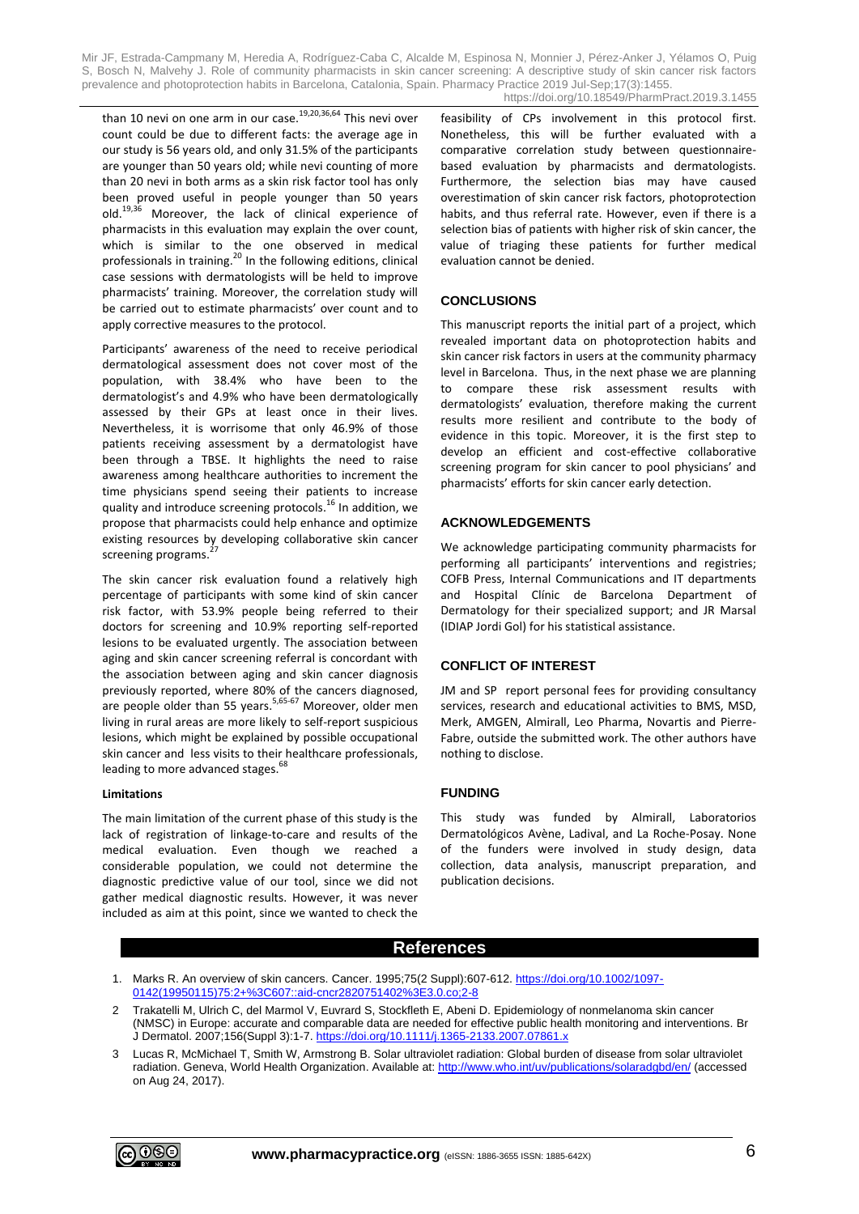than 10 nevi on one arm in our case.[19,20,36,64] This nevi over count could be due to different facts: the average age in our study is 56 years old, and only 31.5% of the participants are younger than 50 years old; while nevi counting of more than 20 nevi in both arms as a skin risk factor tool has only been proved useful in people younger than 50 years old.[19,36] Moreover, the lack of clinical experience of pharmacists in this evaluation may explain the over count, which is similar to the one observed in medical professionals in training.[20] In the following editions, clinical case sessions with dermatologists will be held to improve pharmacists' training. Moreover, the correlation study will be carried out to estimate pharmacists' over count and to apply corrective measures to the protocol.

Participants' awareness of the need to receive periodical dermatological assessment does not cover most of the population, with 38.4% who have been to the dermatologist's and 4.9% who have been dermatologically assessed by their GPs at least once in their lives. Nevertheless, it is worrisome that only 46.9% of those patients receiving assessment by a dermatologist have been through a TBSE. It highlights the need to raise awareness among healthcare authorities to increment the time physicians spend seeing their patients to increase quality and introduce screening protocols.[16] In addition, we propose that pharmacists could help enhance and optimize existing resources by developing collaborative skin cancer screening programs.[27]

The skin cancer risk evaluation found a relatively high percentage of participants with some kind of skin cancer risk factor, with 53.9% people being referred to their doctors for screening and 10.9% reporting self-reported lesions to be evaluated urgently. The association between aging and skin cancer screening referral is concordant with the association between aging and skin cancer diagnosis previously reported, where 80% of the cancers diagnosed, are people older than 55 years.[5,65-67] Moreover, older men living in rural areas are more likely to self-report suspicious lesions, which might be explained by possible occupational skin cancer and less visits to their healthcare professionals, leading to more advanced stages.[68]

#### Limitations

The main limitation of the current phase of this study is the lack of registration of linkage-to-care and results of the medical evaluation. Even though we reached a considerable population, we could not determine the diagnostic predictive value of our tool, since we did not gather medical diagnostic results. However, it was never included as aim at this point, since we wanted to check the feasibility of CPs involvement in this protocol first. Nonetheless, this will be further evaluated with a comparative correlation study between questionnaire-based evaluation by pharmacists and dermatologists. Furthermore, the selection bias may have caused overestimation of skin cancer risk factors, photoprotection habits, and thus referral rate. However, even if there is a selection bias of patients with higher risk of skin cancer, the value of triaging these patients for further medical evaluation cannot be denied.

## CONCLUSIONS

This manuscript reports the initial part of a project, which revealed important data on photoprotection habits and skin cancer risk factors in users at the community pharmacy level in Barcelona. Thus, in the next phase we are planning to compare these risk assessment results with dermatologists' evaluation, therefore making the current results more resilient and contribute to the body of evidence in this topic. Moreover, it is the first step to develop an efficient and cost-effective collaborative screening program for skin cancer to pool physicians' and pharmacists' efforts for skin cancer early detection.

## ACKNOWLEDGEMENTS

We acknowledge participating community pharmacists for performing all participants' interventions and registries; COFB Press, Internal Communications and IT departments and Hospital Clínic de Barcelona Department of Dermatology for their specialized support; and JR Marsal (IDIAP Jordi Gol) for his statistical assistance.

## CONFLICT OF INTEREST

JM and SP report personal fees for providing consultancy services, research and educational activities to BMS, MSD, Merk, AMGEN, Almirall, Leo Pharma, Novartis and Pierre-Fabre, outside the submitted work. The other authors have nothing to disclose.

## FUNDING

This study was funded by Almirall, Laboratorios Dermatológicos Avène, Ladival, and La Roche-Posay. None of the funders were involved in study design, data collection, data analysis, manuscript preparation, and publication decisions.

## References

1. Marks R. An overview of skin cancers. Cancer. 1995;75(2 Suppl):607-612. https://doi.org/10.1002/1097-0142(19950115)75:2+%3C607::aid-cncr2820751402%3E3.0.co;2-8
2. Trakatelli M, Ulrich C, del Marmol V, Euvrard S, Stockfleth E, Abeni D. Epidemiology of nonmelanoma skin cancer (NMSC) in Europe: accurate and comparable data are needed for effective public health monitoring and interventions. Br J Dermatol. 2007;156(Suppl 3):1-7. https://doi.org/10.1111/j.1365-2133.2007.07861.x
3. Lucas R, McMichael T, Smith W, Armstrong B. Solar ultraviolet radiation: Global burden of disease from solar ultraviolet radiation. Geneva, World Health Organization. Available at: http://www.who.int/uv/publications/solaradgbd/en/ (accessed on Aug 24, 2017).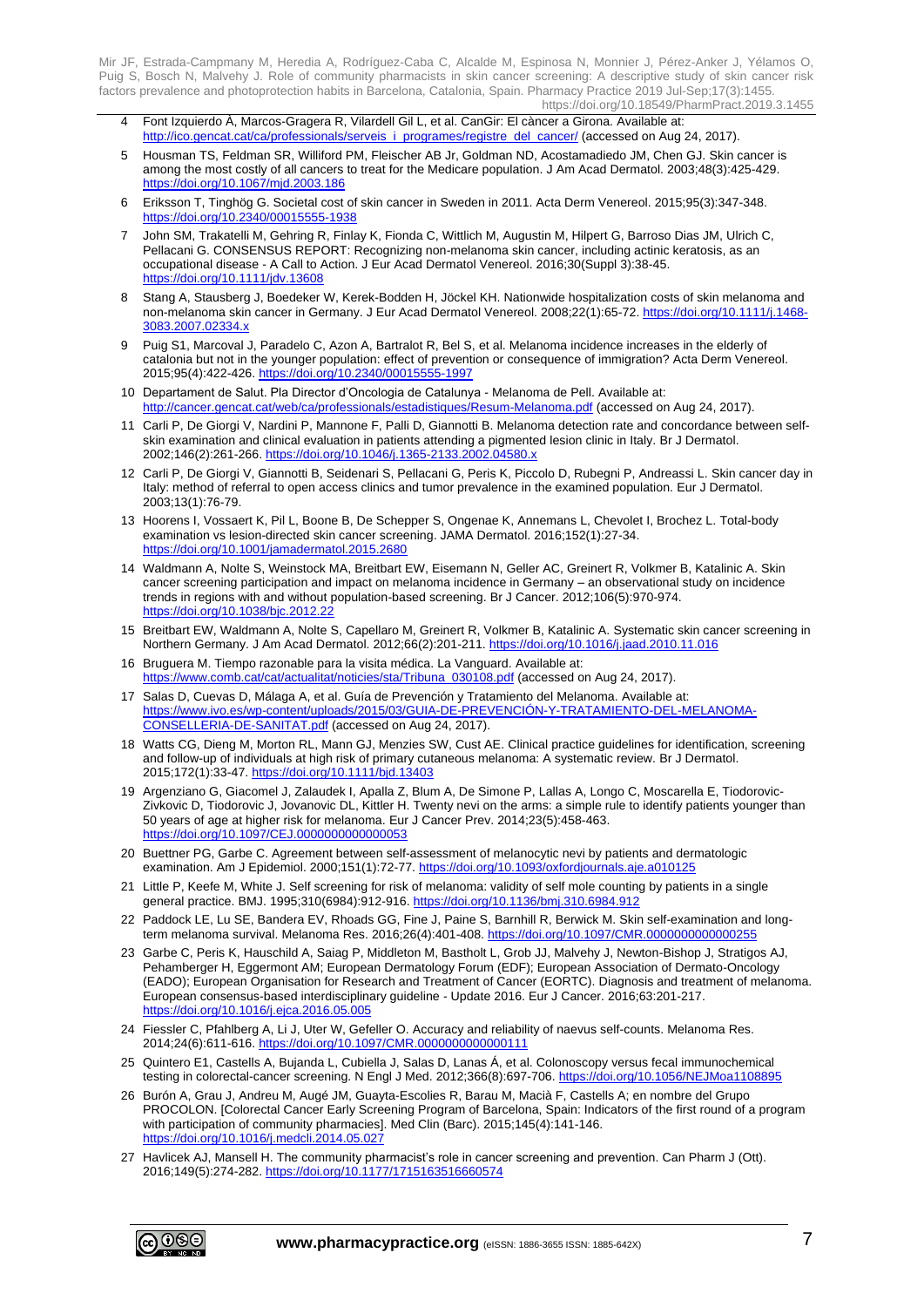4 Font Izquierdo À, Marcos-Gragera R, Vilardell Gil L, et al. CanGir: El càncer a Girona. Available at: http://ico.gencat.cat/ca/professionals/serveis_i_programes/registre_del_cancer/ (accessed on Aug 24, 2017).

5 Housman TS, Feldman SR, Williford PM, Fleischer AB Jr, Goldman ND, Acostamadiedo JM, Chen GJ. Skin cancer is among the most costly of all cancers to treat for the Medicare population. J Am Acad Dermatol. 2003;48(3):425-429. https://doi.org/10.1067/mjd.2003.186

6 Eriksson T, Tinghög G. Societal cost of skin cancer in Sweden in 2011. Acta Derm Venereol. 2015;95(3):347-348. https://doi.org/10.2340/00015555-1938

7 John SM, Trakatelli M, Gehring R, Finlay K, Fionda C, Wittlich M, Augustin M, Hilpert G, Barroso Dias JM, Ulrich C, Pellacani G. CONSENSUS REPORT: Recognizing non-melanoma skin cancer, including actinic keratosis, as an occupational disease - A Call to Action. J Eur Acad Dermatol Venereol. 2016;30(Suppl 3):38-45. https://doi.org/10.1111/jdv.13608

8 Stang A, Stausberg J, Boedeker W, Kerek-Bodden H, Jöckel KH. Nationwide hospitalization costs of skin melanoma and non-melanoma skin cancer in Germany. J Eur Acad Dermatol Venereol. 2008;22(1):65-72. https://doi.org/10.1111/j.1468-3083.2007.02334.x

9 Puig S1, Marcoval J, Paradelo C, Azon A, Bartralot R, Bel S, et al. Melanoma incidence increases in the elderly of catalonia but not in the younger population: effect of prevention or consequence of immigration? Acta Derm Venereol. 2015;95(4):422-426. https://doi.org/10.2340/00015555-1997

10 Departament de Salut. Pla Director d'Oncologia de Catalunya - Melanoma de Pell. Available at: http://cancer.gencat.cat/web/ca/professionals/estadistiques/Resum-Melanoma.pdf (accessed on Aug 24, 2017).

11 Carli P, De Giorgi V, Nardini P, Mannone F, Palli D, Giannotti B. Melanoma detection rate and concordance between self-skin examination and clinical evaluation in patients attending a pigmented lesion clinic in Italy. Br J Dermatol. 2002;146(2):261-266. https://doi.org/10.1046/j.1365-2133.2002.04580.x

12 Carli P, De Giorgi V, Giannotti B, Seidenari S, Pellacani G, Peris K, Piccolo D, Rubegni P, Andreassi L. Skin cancer day in Italy: method of referral to open access clinics and tumor prevalence in the examined population. Eur J Dermatol. 2003;13(1):76-79.

13 Hoorens I, Vossaert K, Pil L, Boone B, De Schepper S, Ongenae K, Annemans L, Chevolet I, Brochez L. Total-body examination vs lesion-directed skin cancer screening. JAMA Dermatol. 2016;152(1):27-34. https://doi.org/10.1001/jamadermatol.2015.2680

14 Waldmann A, Nolte S, Weinstock MA, Breitbart EW, Eisemann N, Geller AC, Greinert R, Volkmer B, Katalinic A. Skin cancer screening participation and impact on melanoma incidence in Germany – an observational study on incidence trends in regions with and without population-based screening. Br J Cancer. 2012;106(5):970-974. https://doi.org/10.1038/bjc.2012.22

15 Breitbart EW, Waldmann A, Nolte S, Capellaro M, Greinert R, Volkmer B, Katalinic A. Systematic skin cancer screening in Northern Germany. J Am Acad Dermatol. 2012;66(2):201-211. https://doi.org/10.1016/j.jaad.2010.11.016

16 Bruguera M. Tiempo razonable para la visita médica. La Vanguard. Available at: https://www.comb.cat/cat/actualitat/noticies/sta/Tribuna_030108.pdf (accessed on Aug 24, 2017).

17 Salas D, Cuevas D, Málaga A, et al. Guía de Prevención y Tratamiento del Melanoma. Available at: https://www.ivo.es/wp-content/uploads/2015/03/GUIA-DE-PREVENCIÓN-Y-TRATAMIENTO-DEL-MELANOMA-CONSELLERIA-DE-SANITAT.pdf (accessed on Aug 24, 2017).

18 Watts CG, Dieng M, Morton RL, Mann GJ, Menzies SW, Cust AE. Clinical practice guidelines for identification, screening and follow-up of individuals at high risk of primary cutaneous melanoma: A systematic review. Br J Dermatol. 2015;172(1):33-47. https://doi.org/10.1111/bjd.13403

19 Argenziano G, Giacomel J, Zalaudek I, Apalla Z, Blum A, De Simone P, Lallas A, Longo C, Moscarella E, Tiodorovic-Zivkovic D, Tiodorovic J, Jovanovic DL, Kittler H. Twenty nevi on the arms: a simple rule to identify patients younger than 50 years of age at higher risk for melanoma. Eur J Cancer Prev. 2014;23(5):458-463. https://doi.org/10.1097/CEJ.0000000000000053

20 Buettner PG, Garbe C. Agreement between self-assessment of melanocytic nevi by patients and dermatologic examination. Am J Epidemiol. 2000;151(1):72-77. https://doi.org/10.1093/oxfordjournals.aje.a010125

21 Little P, Keefe M, White J. Self screening for risk of melanoma: validity of self mole counting by patients in a single general practice. BMJ. 1995;310(6984):912-916. https://doi.org/10.1136/bmj.310.6984.912

22 Paddock LE, Lu SE, Bandera EV, Rhoads GG, Fine J, Paine S, Barnhill R, Berwick M. Skin self-examination and long-term melanoma survival. Melanoma Res. 2016;26(4):401-408. https://doi.org/10.1097/CMR.0000000000000255

23 Garbe C, Peris K, Hauschild A, Saiag P, Middleton M, Bastholt L, Grob JJ, Malvehy J, Newton-Bishop J, Stratigos AJ, Pehamberger H, Eggermont AM; European Dermatology Forum (EDF); European Association of Dermato-Oncology (EADO); European Organisation for Research and Treatment of Cancer (EORTC). Diagnosis and treatment of melanoma. European consensus-based interdisciplinary guideline - Update 2016. Eur J Cancer. 2016;63:201-217. https://doi.org/10.1016/j.ejca.2016.05.005

24 Fiessler C, Pfahlberg A, Li J, Uter W, Gefeller O. Accuracy and reliability of naevus self-counts. Melanoma Res. 2014;24(6):611-616. https://doi.org/10.1097/CMR.0000000000000111

25 Quintero E1, Castells A, Bujanda L, Cubiella J, Salas D, Lanas Á, et al. Colonoscopy versus fecal immunochemical testing in colorectal-cancer screening. N Engl J Med. 2012;366(8):697-706. https://doi.org/10.1056/NEJMoa1108895

26 Burón A, Grau J, Andreu M, Augé JM, Guayta-Escolies R, Barau M, Macià F, Castells A; en nombre del Grupo PROCOLON. [Colorectal Cancer Early Screening Program of Barcelona, Spain: Indicators of the first round of a program with participation of community pharmacies]. Med Clin (Barc). 2015;145(4):141-146. https://doi.org/10.1016/j.medcli.2014.05.027

27 Havlicek AJ, Mansell H. The community pharmacist's role in cancer screening and prevention. Can Pharm J (Ott). 2016;149(5):274-282. https://doi.org/10.1177/1715163516660574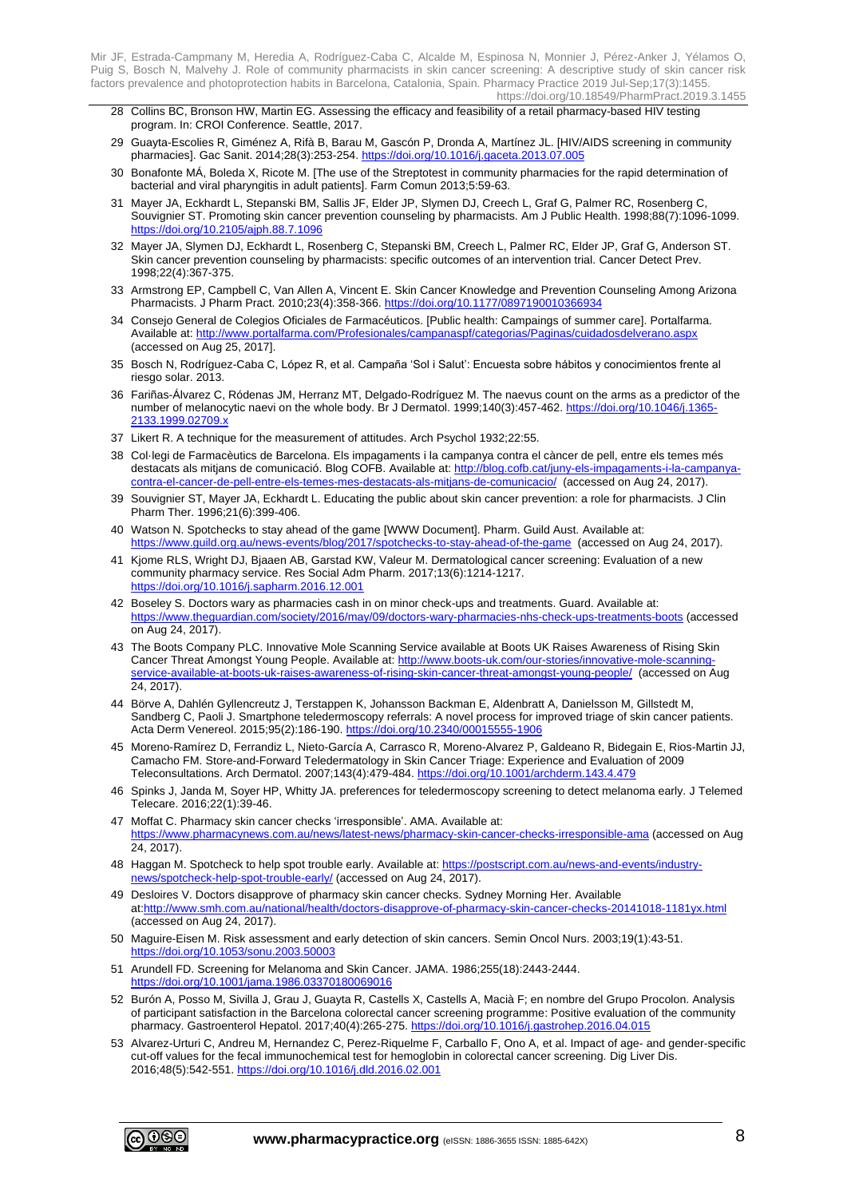28 Collins BC, Bronson HW, Martin EG. Assessing the efficacy and feasibility of a retail pharmacy-based HIV testing program. In: CROI Conference. Seattle, 2017.

29 Guayta-Escolies R, Giménez A, Rifà B, Barau M, Gascón P, Dronda A, Martínez JL. [HIV/AIDS screening in community pharmacies]. Gac Sanit. 2014;28(3):253-254. https://doi.org/10.1016/j.gaceta.2013.07.005

30 Bonafonte MÁ, Boleda X, Ricote M. [The use of the Streptotest in community pharmacies for the rapid determination of bacterial and viral pharyngitis in adult patients]. Farm Comun 2013;5:59-63.

31 Mayer JA, Eckhardt L, Stepanski BM, Sallis JF, Elder JP, Slymen DJ, Creech L, Graf G, Palmer RC, Rosenberg C, Souvignier ST. Promoting skin cancer prevention counseling by pharmacists. Am J Public Health. 1998;88(7):1096-1099. https://doi.org/10.2105/ajph.88.7.1096

32 Mayer JA, Slymen DJ, Eckhardt L, Rosenberg C, Stepanski BM, Creech L, Palmer RC, Elder JP, Graf G, Anderson ST. Skin cancer prevention counseling by pharmacists: specific outcomes of an intervention trial. Cancer Detect Prev. 1998;22(4):367-375.

33 Armstrong EP, Campbell C, Van Allen A, Vincent E. Skin Cancer Knowledge and Prevention Counseling Among Arizona Pharmacists. J Pharm Pract. 2010;23(4):358-366. https://doi.org/10.1177/0897190010366934

34 Consejo General de Colegios Oficiales de Farmacéuticos. [Public health: Campaings of summer care]. Portalfarma. Available at: http://www.portalfarma.com/Profesionales/campanaspf/categorias/Paginas/cuidadosdelverano.aspx (accessed on Aug 25, 2017].

35 Bosch N, Rodríguez-Caba C, López R, et al. Campaña 'Sol i Salut': Encuesta sobre hábitos y conocimientos frente al riesgo solar. 2013.

36 Fariñas-Álvarez C, Ródenas JM, Herranz MT, Delgado-Rodríguez M. The naevus count on the arms as a predictor of the number of melanocytic naevi on the whole body. Br J Dermatol. 1999;140(3):457-462. https://doi.org/10.1046/j.1365-2133.1999.02709.x

37 Likert R. A technique for the measurement of attitudes. Arch Psychol 1932;22:55.

38 Col·legi de Farmacèutics de Barcelona. Els impagaments i la campanya contra el càncer de pell, entre els temes més destacats als mitjans de comunicació. Blog COFB. Available at: http://blog.cofb.cat/juny-els-impagaments-i-la-campanya-contra-el-cancer-de-pell-entre-els-temes-mes-destacats-als-mitjans-de-comunicacio/ (accessed on Aug 24, 2017).

39 Souvignier ST, Mayer JA, Eckhardt L. Educating the public about skin cancer prevention: a role for pharmacists. J Clin Pharm Ther. 1996;21(6):399-406.

40 Watson N. Spotchecks to stay ahead of the game [WWW Document]. Pharm. Guild Aust. Available at: https://www.guild.org.au/news-events/blog/2017/spotchecks-to-stay-ahead-of-the-game (accessed on Aug 24, 2017).

41 Kjome RLS, Wright DJ, Bjaaen AB, Garstad KW, Valeur M. Dermatological cancer screening: Evaluation of a new community pharmacy service. Res Social Adm Pharm. 2017;13(6):1214-1217. https://doi.org/10.1016/j.sapharm.2016.12.001

42 Boseley S. Doctors wary as pharmacies cash in on minor check-ups and treatments. Guard. Available at: https://www.theguardian.com/society/2016/may/09/doctors-wary-pharmacies-nhs-check-ups-treatments-boots (accessed on Aug 24, 2017).

43 The Boots Company PLC. Innovative Mole Scanning Service available at Boots UK Raises Awareness of Rising Skin Cancer Threat Amongst Young People. Available at: http://www.boots-uk.com/our-stories/innovative-mole-scanning-service-available-at-boots-uk-raises-awareness-of-rising-skin-cancer-threat-amongst-young-people/ (accessed on Aug 24, 2017).

44 Börve A, Dahlén Gyllencreutz J, Terstappen K, Johansson Backman E, Aldenbratt A, Danielsson M, Gillstedt M, Sandberg C, Paoli J. Smartphone teledermoscopy referrals: A novel process for improved triage of skin cancer patients. Acta Derm Venereol. 2015;95(2):186-190. https://doi.org/10.2340/00015555-1906

45 Moreno-Ramírez D, Ferrandiz L, Nieto-García A, Carrasco R, Moreno-Alvarez P, Galdeano R, Bidegain E, Rios-Martin JJ, Camacho FM. Store-and-Forward Teledermatology in Skin Cancer Triage: Experience and Evaluation of 2009 Teleconsultations. Arch Dermatol. 2007;143(4):479-484. https://doi.org/10.1001/archderm.143.4.479

46 Spinks J, Janda M, Soyer HP, Whitty JA. preferences for teledermoscopy screening to detect melanoma early. J Telemed Telecare. 2016;22(1):39-46.

47 Moffat C. Pharmacy skin cancer checks 'irresponsible'. AMA. Available at: https://www.pharmacynews.com.au/news/latest-news/pharmacy-skin-cancer-checks-irresponsible-ama (accessed on Aug 24, 2017).

48 Haggan M. Spotcheck to help spot trouble early. Available at: https://postscript.com.au/news-and-events/industry-news/spotcheck-help-spot-trouble-early/ (accessed on Aug 24, 2017).

49 Desloires V. Doctors disapprove of pharmacy skin cancer checks. Sydney Morning Her. Available at:http://www.smh.com.au/national/health/doctors-disapprove-of-pharmacy-skin-cancer-checks-20141018-1181yx.html (accessed on Aug 24, 2017).

50 Maguire-Eisen M. Risk assessment and early detection of skin cancers. Semin Oncol Nurs. 2003;19(1):43-51. https://doi.org/10.1053/sonu.2003.50003

51 Arundell FD. Screening for Melanoma and Skin Cancer. JAMA. 1986;255(18):2443-2444. https://doi.org/10.1001/jama.1986.03370180069016

52 Burón A, Posso M, Sivilla J, Grau J, Guayta R, Castells X, Castells A, Macià F; en nombre del Grupo Procolon. Analysis of participant satisfaction in the Barcelona colorectal cancer screening programme: Positive evaluation of the community pharmacy. Gastroenterol Hepatol. 2017;40(4):265-275. https://doi.org/10.1016/j.gastrohep.2016.04.015

53 Alvarez-Urturi C, Andreu M, Hernandez C, Perez-Riquelme F, Carballo F, Ono A, et al. Impact of age- and gender-specific cut-off values for the fecal immunochemical test for hemoglobin in colorectal cancer screening. Dig Liver Dis. 2016;48(5):542-551. https://doi.org/10.1016/j.dld.2016.02.001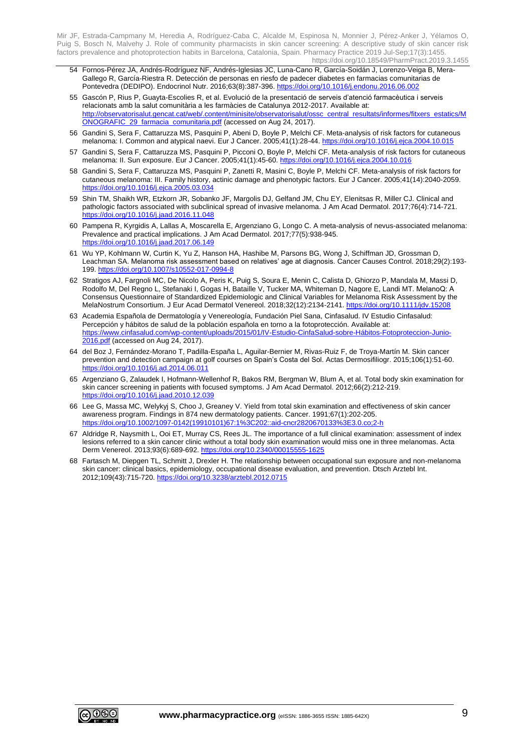54 Fornos-Pérez JA, Andrés-Rodríguez NF, Andrés-Iglesias JC, Luna-Cano R, García-Soidán J, Lorenzo-Veiga B, Mera-Gallego R, García-Riestra R. Detección de personas en riesgo de padecer diabetes en farmacias comunitarias de Pontevedra (DEDIPO). Endocrinol Nutr. 2016;63(8):387-396. https://doi.org/10.1016/j.endonu.2016.06.002

55 Gascón P, Rius P, Guayta-Escolies R, et al. Evolució de la presentació de serveis d'atenció farmacèutica i serveis relacionats amb la salut comunitària a les farmàcies de Catalunya 2012-2017. Available at: http://observatorisalut.gencat.cat/web/.content/minisite/observatorisalut/ossc_central_resultats/informes/fitxers_estatics/MONOGRAFIC_29_farmacia_comunitaria.pdf (accessed on Aug 24, 2017).

56 Gandini S, Sera F, Cattaruzza MS, Pasquini P, Abeni D, Boyle P, Melchi CF. Meta-analysis of risk factors for cutaneous melanoma: I. Common and atypical naevi. Eur J Cancer. 2005;41(1):28-44. https://doi.org/10.1016/j.ejca.2004.10.015

57 Gandini S, Sera F, Cattaruzza MS, Pasquini P, Picconi O, Boyle P, Melchi CF. Meta-analysis of risk factors for cutaneous melanoma: II. Sun exposure. Eur J Cancer. 2005;41(1):45-60. https://doi.org/10.1016/j.ejca.2004.10.016

58 Gandini S, Sera F, Cattaruzza MS, Pasquini P, Zanetti R, Masini C, Boyle P, Melchi CF. Meta-analysis of risk factors for cutaneous melanoma: III. Family history, actinic damage and phenotypic factors. Eur J Cancer. 2005;41(14):2040-2059. https://doi.org/10.1016/j.ejca.2005.03.034

59 Shin TM, Shaikh WR, Etzkorn JR, Sobanko JF, Margolis DJ, Gelfand JM, Chu EY, Elenitsas R, Miller CJ. Clinical and pathologic factors associated with subclinical spread of invasive melanoma. J Am Acad Dermatol. 2017;76(4):714-721. https://doi.org/10.1016/j.jaad.2016.11.048

60 Pampena R, Kyrgidis A, Lallas A, Moscarella E, Argenziano G, Longo C. A meta-analysis of nevus-associated melanoma: Prevalence and practical implications. J Am Acad Dermatol. 2017;77(5):938-945. https://doi.org/10.1016/j.jaad.2017.06.149

61 Wu YP, Kohlmann W, Curtin K, Yu Z, Hanson HA, Hashibe M, Parsons BG, Wong J, Schiffman JD, Grossman D, Leachman SA. Melanoma risk assessment based on relatives' age at diagnosis. Cancer Causes Control. 2018;29(2):193-199. https://doi.org/10.1007/s10552-017-0994-8

62 Stratigos AJ, Fargnoli MC, De Nicolo A, Peris K, Puig S, Soura E, Menin C, Calista D, Ghiorzo P, Mandala M, Massi D, Rodolfo M, Del Regno L, Stefanaki I, Gogas H, Bataille V, Tucker MA, Whiteman D, Nagore E, Landi MT. MelanoQ: A Consensus Questionnaire of Standardized Epidemiologic and Clinical Variables for Melanoma Risk Assessment by the MelaNostrum Consortium. J Eur Acad Dermatol Venereol. 2018;32(12):2134-2141. https://doi.org/10.1111/jdv.15208

63 Academia Española de Dermatología y Venereología, Fundación Piel Sana, Cinfasalud. IV Estudio Cinfasalud: Percepción y hábitos de salud de la población española en torno a la fotoprotección. Available at: https://www.cinfasalud.com/wp-content/uploads/2015/01/IV-Estudio-CinfaSalud-sobre-Hábitos-Fotoproteccion-Junio-2016.pdf (accessed on Aug 24, 2017).

64 del Boz J, Fernández-Morano T, Padilla-España L, Aguilar-Bernier M, Rivas-Ruiz F, de Troya-Martín M. Skin cancer prevention and detection campaign at golf courses on Spain's Costa del Sol. Actas Dermosifiliogr. 2015;106(1):51-60. https://doi.org/10.1016/j.ad.2014.06.011

65 Argenziano G, Zalaudek I, Hofmann-Wellenhof R, Bakos RM, Bergman W, Blum A, et al. Total body skin examination for skin cancer screening in patients with focused symptoms. J Am Acad Dermatol. 2012;66(2):212-219. https://doi.org/10.1016/j.jaad.2010.12.039

66 Lee G, Massa MC, Welykyj S, Choo J, Greaney V. Yield from total skin examination and effectiveness of skin cancer awareness program. Findings in 874 new dermatology patients. Cancer. 1991;67(1):202-205. https://doi.org/10.1002/1097-0142(19910101)67:1%3C202::aid-cncr2820670133%3E3.0.co;2-h

67 Aldridge R, Naysmith L, Ooi ET, Murray CS, Rees JL. The importance of a full clinical examination: assessment of index lesions referred to a skin cancer clinic without a total body skin examination would miss one in three melanomas. Acta Derm Venereol. 2013;93(6):689-692. https://doi.org/10.2340/00015555-1625

68 Fartasch M, Diepgen TL, Schmitt J, Drexler H. The relationship between occupational sun exposure and non-melanoma skin cancer: clinical basics, epidemiology, occupational disease evaluation, and prevention. Dtsch Arztebl Int. 2012;109(43):715-720. https://doi.org/10.3238/arztebl.2012.0715